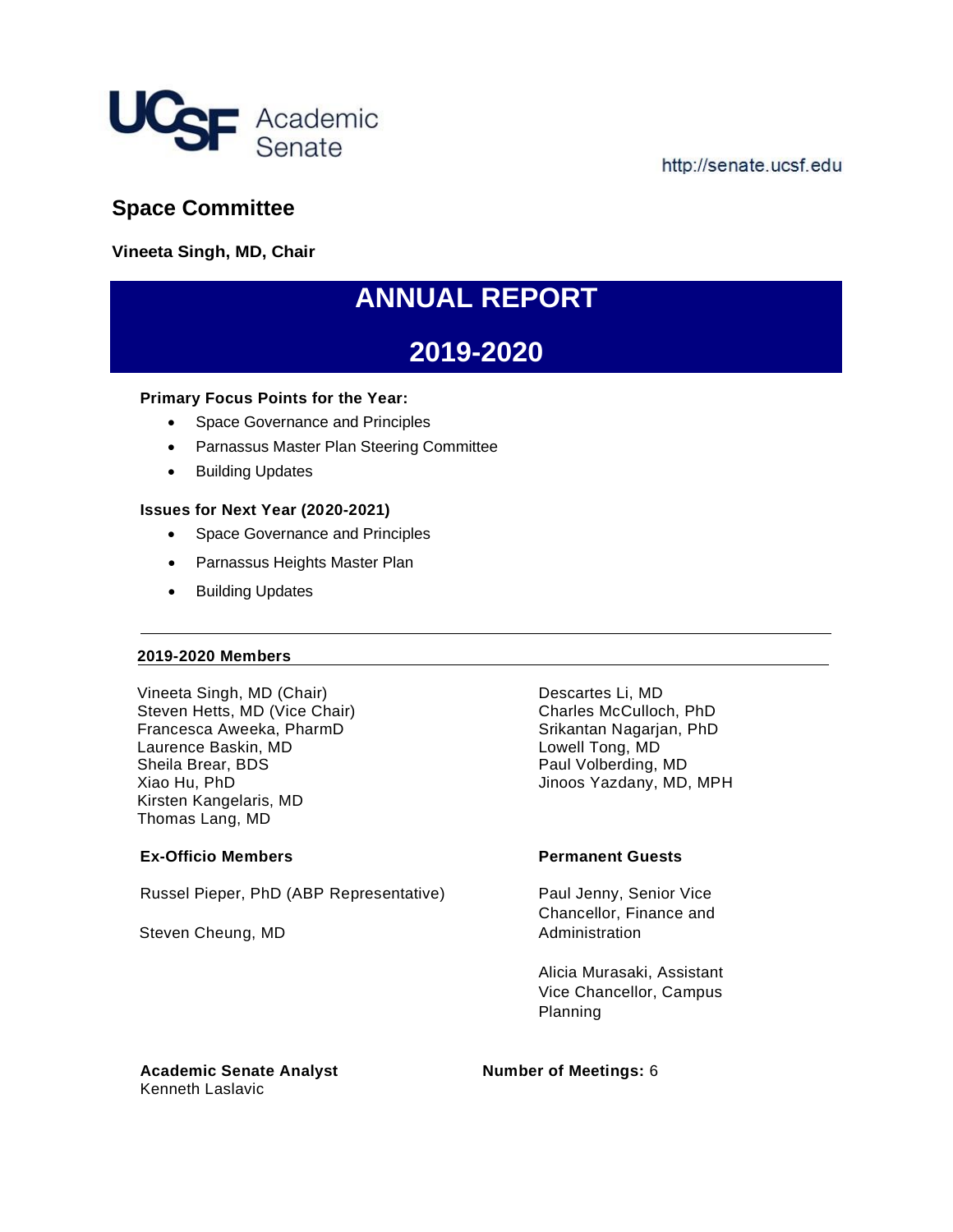UCSF Academic Senate

http://senate.ucsf.edu

# Space Committee

**Vineeta Singh, MD, Chair**

# ANNUAL REPORT

# 2019-2020

**Primary Focus Points for the Year:**

- Space Governance and Principles
- Parnassus Master Plan Steering Committee
- Building Updates

**Issues for Next Year (2020-2021)**

- Space Governance and Principles
- Parnassus Heights Master Plan
- Building Updates

---

**2019-2020 Members**

Vineeta Singh, MD (Chair)
Steven Hetts, MD (Vice Chair)
Francesca Aweeka, PharmD
Laurence Baskin, MD
Sheila Brear, BDS
Xiao Hu, PhD
Kirsten Kangelaris, MD
Thomas Lang, MD
Descartes Li, MD
Charles McCulloch, PhD
Srikantan Nagarjan, PhD
Lowell Tong, MD
Paul Volberding, MD
Jinoos Yazdany, MD, MPH

**Ex-Officio Members**

Russel Pieper, PhD (ABP Representative)

Steven Cheung, MD

**Permanent Guests**

Paul Jenny, Senior Vice Chancellor, Finance and Administration

Alicia Murasaki, Assistant Vice Chancellor, Campus Planning

**Academic Senate Analyst**
Kenneth Laslavic

**Number of Meetings:** 6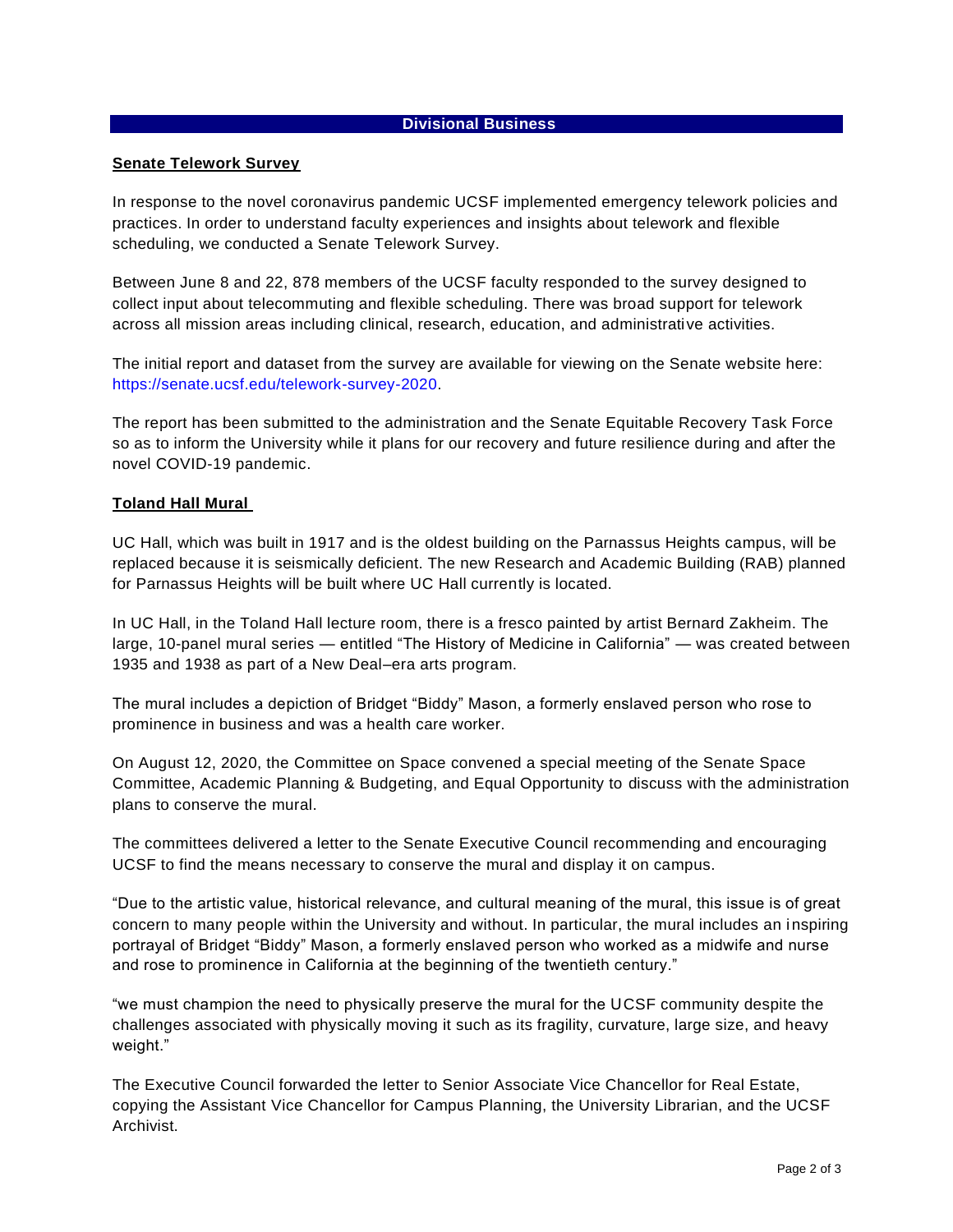## Divisional Business

### Senate Telework Survey

In response to the novel coronavirus pandemic UCSF implemented emergency telework policies and practices. In order to understand faculty experiences and insights about telework and flexible scheduling, we conducted a Senate Telework Survey.

Between June 8 and 22, 878 members of the UCSF faculty responded to the survey designed to collect input about telecommuting and flexible scheduling. There was broad support for telework across all mission areas including clinical, research, education, and administrative activities.

The initial report and dataset from the survey are available for viewing on the Senate website here: https://senate.ucsf.edu/telework-survey-2020.

The report has been submitted to the administration and the Senate Equitable Recovery Task Force so as to inform the University while it plans for our recovery and future resilience during and after the novel COVID-19 pandemic.

### Toland Hall Mural

UC Hall, which was built in 1917 and is the oldest building on the Parnassus Heights campus, will be replaced because it is seismically deficient. The new Research and Academic Building (RAB) planned for Parnassus Heights will be built where UC Hall currently is located.

In UC Hall, in the Toland Hall lecture room, there is a fresco painted by artist Bernard Zakheim. The large, 10-panel mural series — entitled "The History of Medicine in California" — was created between 1935 and 1938 as part of a New Deal–era arts program.

The mural includes a depiction of Bridget "Biddy" Mason, a formerly enslaved person who rose to prominence in business and was a health care worker.

On August 12, 2020, the Committee on Space convened a special meeting of the Senate Space Committee, Academic Planning & Budgeting, and Equal Opportunity to discuss with the administration plans to conserve the mural.

The committees delivered a letter to the Senate Executive Council recommending and encouraging UCSF to find the means necessary to conserve the mural and display it on campus.

"Due to the artistic value, historical relevance, and cultural meaning of the mural, this issue is of great concern to many people within the University and without. In particular, the mural includes an inspiring portrayal of Bridget "Biddy" Mason, a formerly enslaved person who worked as a midwife and nurse and rose to prominence in California at the beginning of the twentieth century."

"we must champion the need to physically preserve the mural for the UCSF community despite the challenges associated with physically moving it such as its fragility, curvature, large size, and heavy weight."

The Executive Council forwarded the letter to Senior Associate Vice Chancellor for Real Estate, copying the Assistant Vice Chancellor for Campus Planning, the University Librarian, and the UCSF Archivist.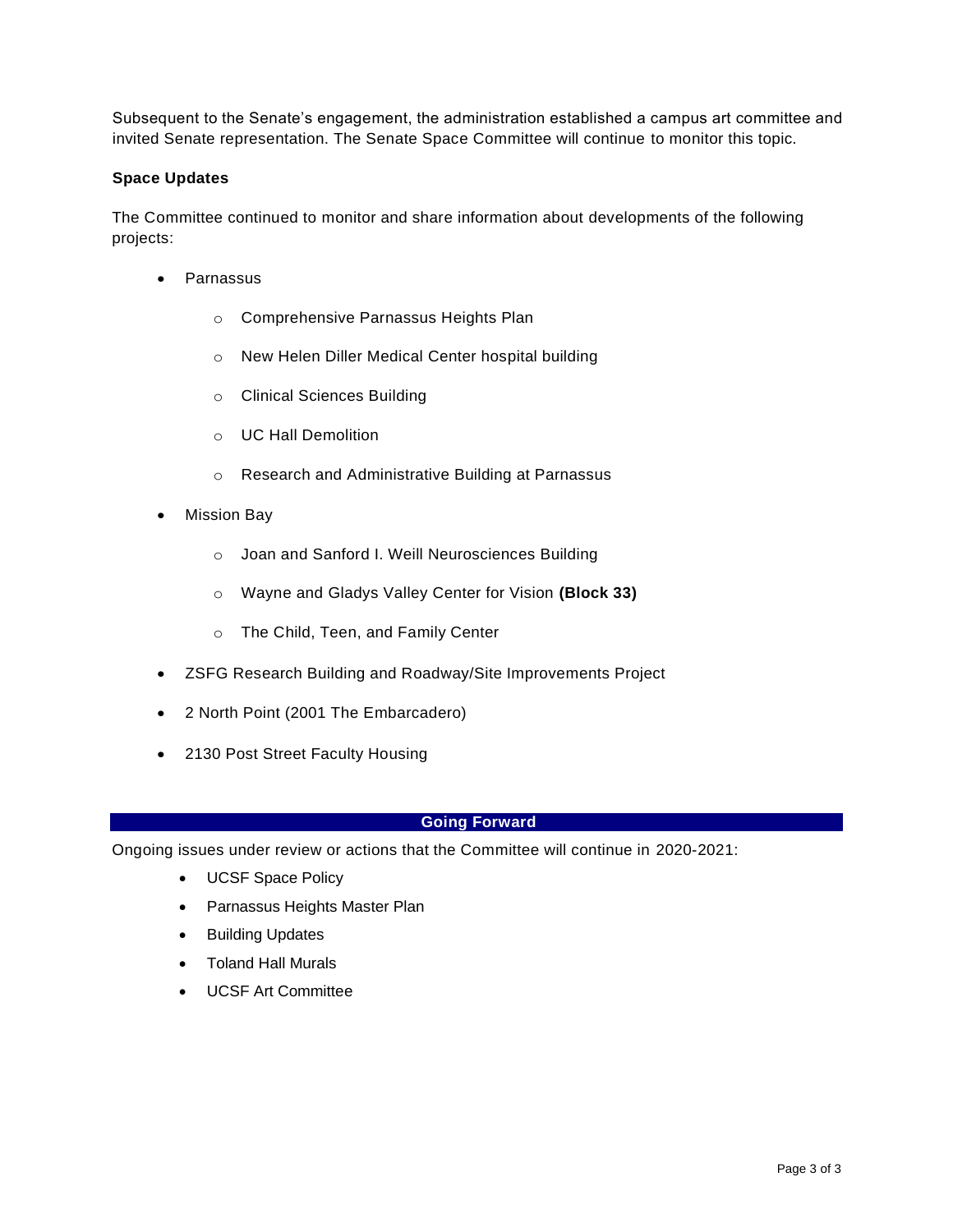Subsequent to the Senate's engagement, the administration established a campus art committee and invited Senate representation. The Senate Space Committee will continue to monitor this topic.

**Space Updates**

The Committee continued to monitor and share information about developments of the following projects:

- Parnassus
    - Comprehensive Parnassus Heights Plan
    - New Helen Diller Medical Center hospital building
    - Clinical Sciences Building
    - UC Hall Demolition
    - Research and Administrative Building at Parnassus
- Mission Bay
    - Joan and Sanford I. Weill Neurosciences Building
    - Wayne and Gladys Valley Center for Vision **(Block 33)**
    - The Child, Teen, and Family Center
- ZSFG Research Building and Roadway/Site Improvements Project
- 2 North Point (2001 The Embarcadero)
- 2130 Post Street Faculty Housing

## Going Forward

Ongoing issues under review or actions that the Committee will continue in 2020-2021:

- UCSF Space Policy
- Parnassus Heights Master Plan
- Building Updates
- Toland Hall Murals
- UCSF Art Committee